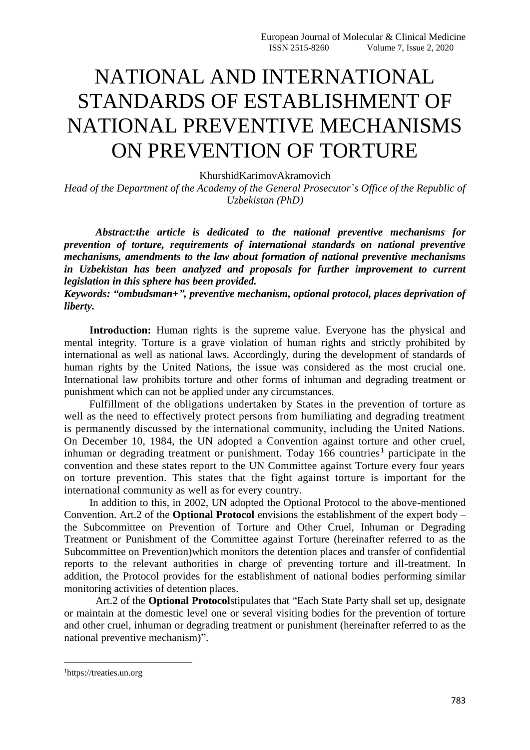# NATIONAL AND INTERNATIONAL STANDARDS OF ESTABLISHMENT OF NATIONAL PREVENTIVE MECHANISMS ON PREVENTION OF TORTURE

KhurshidKarimovAkramovich

*Head of the Department of the Academy of the General Prosecutor`s Office of the Republic of Uzbekistan (PhD)*

***Abstract:the article is dedicated to the national preventive mechanisms for prevention of torture, requirements of international standards on national preventive mechanisms, amendments to the law about formation of national preventive mechanisms in Uzbekistan has been analyzed and proposals for further improvement to current legislation in this sphere has been provided.***

***Keywords: "ombudsman+", preventive mechanism, optional protocol, places deprivation of liberty.***

**Introduction:** Human rights is the supreme value. Everyone has the physical and mental integrity. Torture is a grave violation of human rights and strictly prohibited by international as well as national laws. Accordingly, during the development of standards of human rights by the United Nations, the issue was considered as the most crucial one. International law prohibits torture and other forms of inhuman and degrading treatment or punishment which can not be applied under any circumstances.

Fulfillment of the obligations undertaken by States in the prevention of torture as well as the need to effectively protect persons from humiliating and degrading treatment is permanently discussed by the international community, including the United Nations. On December 10, 1984, the UN adopted a Convention against torture and other cruel, inhuman or degrading treatment or punishment. Today 166 countries[1] participate in the convention and these states report to the UN Committee against Torture every four years on torture prevention. This states that the fight against torture is important for the international community as well as for every country.

In addition to this, in 2002, UN adopted the Optional Protocol to the above-mentioned Convention. Art.2 of the **Optional Protocol** envisions the establishment of the expert body – the Subcommittee on Prevention of Torture and Other Cruel, Inhuman or Degrading Treatment or Punishment of the Committee against Torture (hereinafter referred to as the Subcommittee on Prevention)which monitors the detention places and transfer of confidential reports to the relevant authorities in charge of preventing torture and ill-treatment. In addition, the Protocol provides for the establishment of national bodies performing similar monitoring activities of detention places.

Art.2 of the **Optional Protocol**stipulates that "Each State Party shall set up, designate or maintain at the domestic level one or several visiting bodies for the prevention of torture and other cruel, inhuman or degrading treatment or punishment (hereinafter referred to as the national preventive mechanism)".

[1]https://treaties.un.org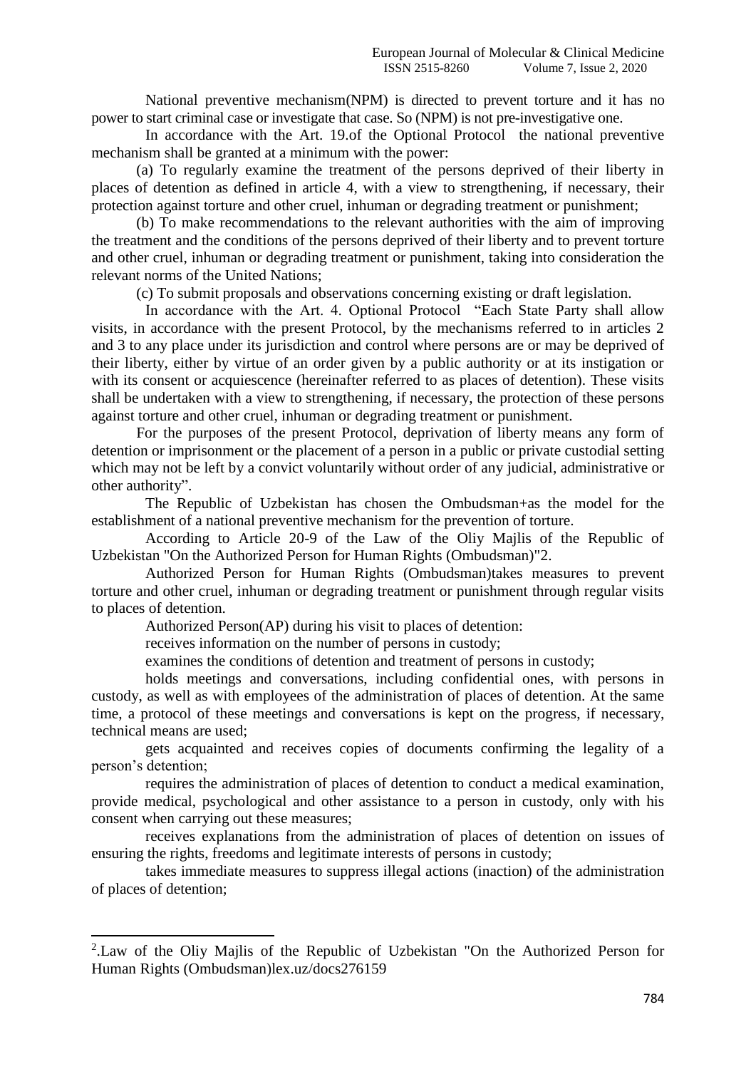National preventive mechanism(NPM) is directed to prevent torture and it has no power to start criminal case or investigate that case. So (NPM) is not pre-investigative one.

In accordance with the Art. 19.of the Optional Protocol the national preventive mechanism shall be granted at a minimum with the power:

(a) To regularly examine the treatment of the persons deprived of their liberty in places of detention as defined in article 4, with a view to strengthening, if necessary, their protection against torture and other cruel, inhuman or degrading treatment or punishment;

(b) To make recommendations to the relevant authorities with the aim of improving the treatment and the conditions of the persons deprived of their liberty and to prevent torture and other cruel, inhuman or degrading treatment or punishment, taking into consideration the relevant norms of the United Nations;

(c) To submit proposals and observations concerning existing or draft legislation.

In accordance with the Art. 4. Optional Protocol "Each State Party shall allow visits, in accordance with the present Protocol, by the mechanisms referred to in articles 2 and 3 to any place under its jurisdiction and control where persons are or may be deprived of their liberty, either by virtue of an order given by a public authority or at its instigation or with its consent or acquiescence (hereinafter referred to as places of detention). These visits shall be undertaken with a view to strengthening, if necessary, the protection of these persons against torture and other cruel, inhuman or degrading treatment or punishment.

For the purposes of the present Protocol, deprivation of liberty means any form of detention or imprisonment or the placement of a person in a public or private custodial setting which may not be left by a convict voluntarily without order of any judicial, administrative or other authority".

The Republic of Uzbekistan has chosen the Ombudsman+as the model for the establishment of a national preventive mechanism for the prevention of torture.

According to Article 20-9 of the Law of the Oliy Majlis of the Republic of Uzbekistan "On the Authorized Person for Human Rights (Ombudsman)"2.

Authorized Person for Human Rights (Ombudsman)takes measures to prevent torture and other cruel, inhuman or degrading treatment or punishment through regular visits to places of detention.

Authorized Person(AP) during his visit to places of detention:

receives information on the number of persons in custody;

examines the conditions of detention and treatment of persons in custody;

holds meetings and conversations, including confidential ones, with persons in custody, as well as with employees of the administration of places of detention. At the same time, a protocol of these meetings and conversations is kept on the progress, if necessary, technical means are used;

gets acquainted and receives copies of documents confirming the legality of a person's detention;

requires the administration of places of detention to conduct a medical examination, provide medical, psychological and other assistance to a person in custody, only with his consent when carrying out these measures;

receives explanations from the administration of places of detention on issues of ensuring the rights, freedoms and legitimate interests of persons in custody;

takes immediate measures to suppress illegal actions (inaction) of the administration of places of detention;

---

[2].Law of the Oliy Majlis of the Republic of Uzbekistan "On the Authorized Person for Human Rights (Ombudsman)lex.uz/docs276159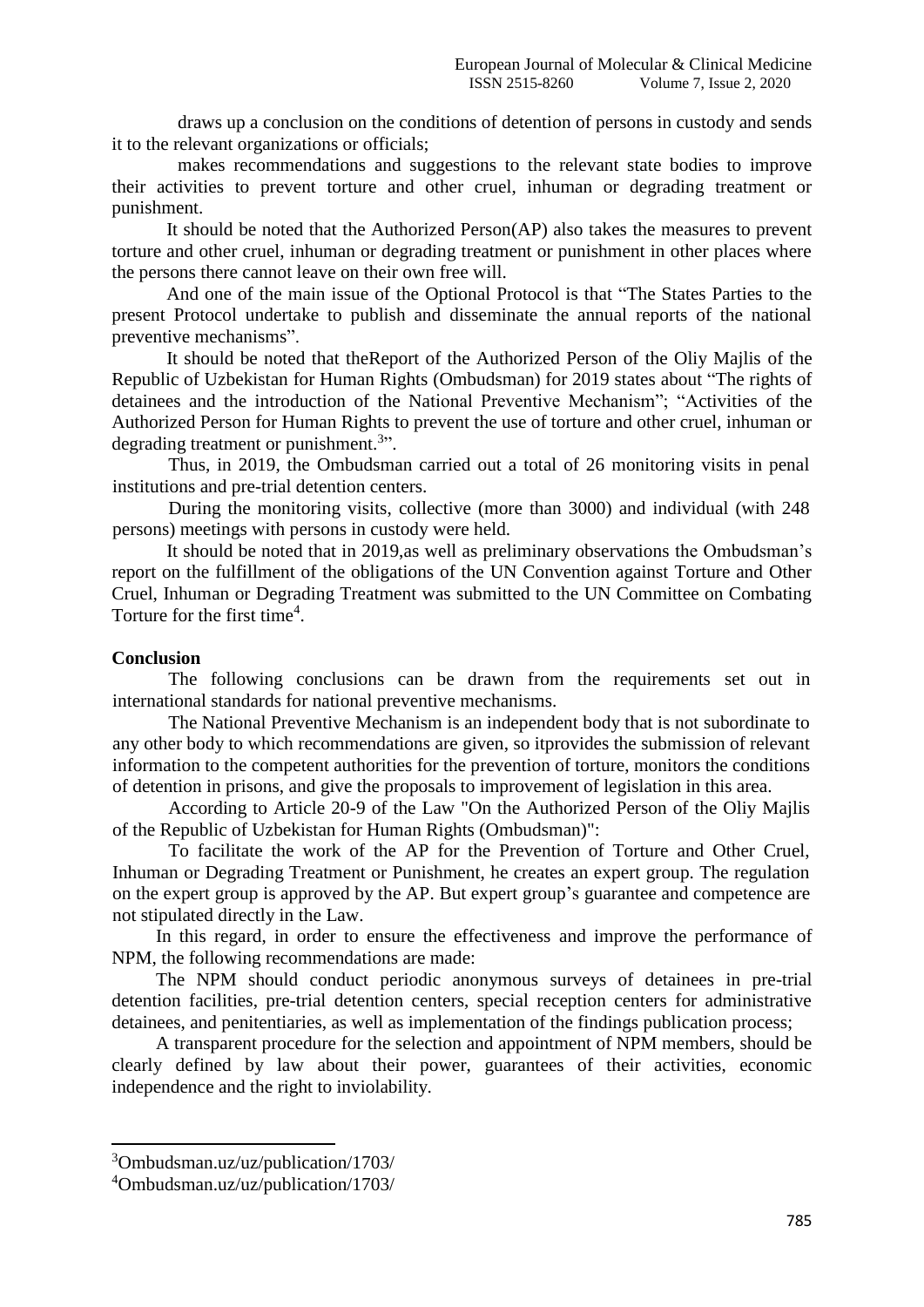draws up a conclusion on the conditions of detention of persons in custody and sends it to the relevant organizations or officials;

makes recommendations and suggestions to the relevant state bodies to improve their activities to prevent torture and other cruel, inhuman or degrading treatment or punishment.

It should be noted that the Authorized Person(AP) also takes the measures to prevent torture and other cruel, inhuman or degrading treatment or punishment in other places where the persons there cannot leave on their own free will.

And one of the main issue of the Optional Protocol is that "The States Parties to the present Protocol undertake to publish and disseminate the annual reports of the national preventive mechanisms".

It should be noted that theReport of the Authorized Person of the Oliy Majlis of the Republic of Uzbekistan for Human Rights (Ombudsman) for 2019 states about "The rights of detainees and the introduction of the National Preventive Mechanism"; "Activities of the Authorized Person for Human Rights to prevent the use of torture and other cruel, inhuman or degrading treatment or punishment.[3]".

Thus, in 2019, the Ombudsman carried out a total of 26 monitoring visits in penal institutions and pre-trial detention centers.

During the monitoring visits, collective (more than 3000) and individual (with 248 persons) meetings with persons in custody were held.

It should be noted that in 2019,as well as preliminary observations the Ombudsman's report on the fulfillment of the obligations of the UN Convention against Torture and Other Cruel, Inhuman or Degrading Treatment was submitted to the UN Committee on Combating Torture for the first time[4].

**Conclusion**

The following conclusions can be drawn from the requirements set out in international standards for national preventive mechanisms.

The National Preventive Mechanism is an independent body that is not subordinate to any other body to which recommendations are given, so itprovides the submission of relevant information to the competent authorities for the prevention of torture, monitors the conditions of detention in prisons, and give the proposals to improvement of legislation in this area.

According to Article 20-9 of the Law "On the Authorized Person of the Oliy Majlis of the Republic of Uzbekistan for Human Rights (Ombudsman)":

To facilitate the work of the AP for the Prevention of Torture and Other Cruel, Inhuman or Degrading Treatment or Punishment, he creates an expert group. The regulation on the expert group is approved by the AP. But expert group's guarantee and competence are not stipulated directly in the Law.

In this regard, in order to ensure the effectiveness and improve the performance of NPM, the following recommendations are made:

The NPM should conduct periodic anonymous surveys of detainees in pre-trial detention facilities, pre-trial detention centers, special reception centers for administrative detainees, and penitentiaries, as well as implementation of the findings publication process;

A transparent procedure for the selection and appointment of NPM members, should be clearly defined by law about their power, guarantees of their activities, economic independence and the right to inviolability.

---

[3]Ombudsman.uz/uz/publication/1703/

[4]Ombudsman.uz/uz/publication/1703/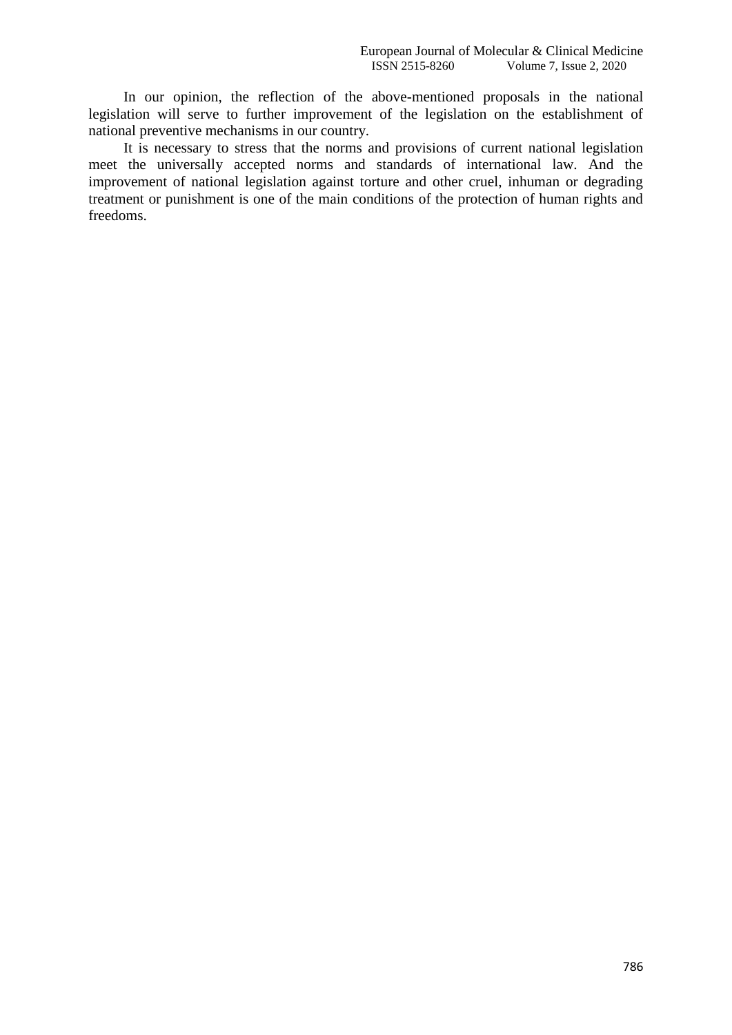In our opinion, the reflection of the above-mentioned proposals in the national legislation will serve to further improvement of the legislation on the establishment of national preventive mechanisms in our country.

It is necessary to stress that the norms and provisions of current national legislation meet the universally accepted norms and standards of international law. And the improvement of national legislation against torture and other cruel, inhuman or degrading treatment or punishment is one of the main conditions of the protection of human rights and freedoms.